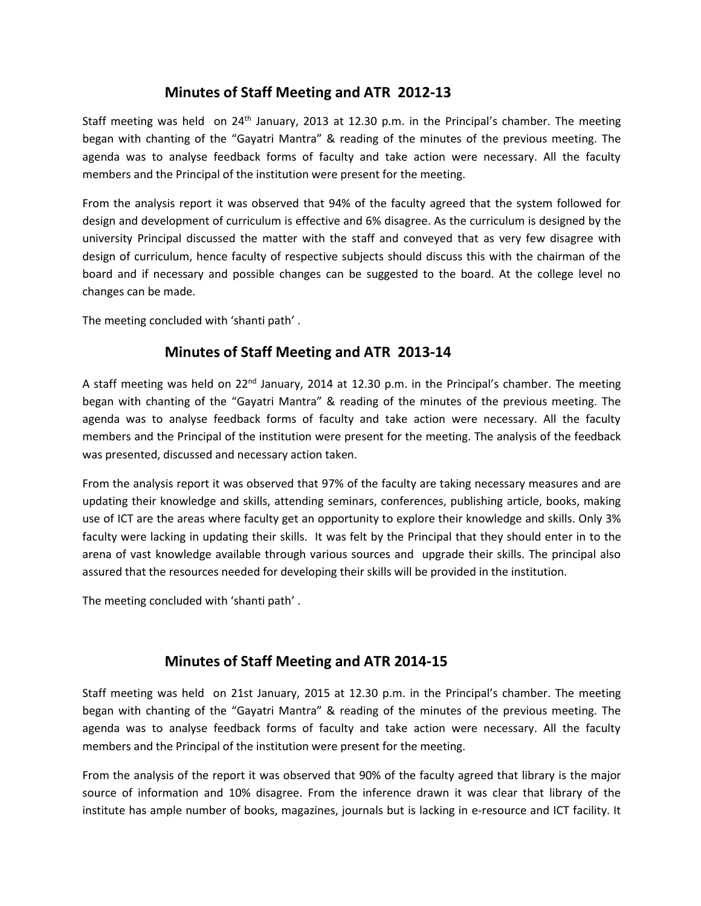## Minutes of Staff Meeting and ATR 2012-13

Staff meeting was held on 24th January, 2013 at 12.30 p.m. in the Principal's chamber. The meeting began with chanting of the "Gayatri Mantra" & reading of the minutes of the previous meeting. The agenda was to analyse feedback forms of faculty and take action were necessary. All the faculty members and the Principal of the institution were present for the meeting.

From the analysis report it was observed that 94% of the faculty agreed that the system followed for design and development of curriculum is effective and 6% disagree. As the curriculum is designed by the university Principal discussed the matter with the staff and conveyed that as very few disagree with design of curriculum, hence faculty of respective subjects should discuss this with the chairman of the board and if necessary and possible changes can be suggested to the board. At the college level no changes can be made.

The meeting concluded with 'shanti path' .

## Minutes of Staff Meeting and ATR 2013-14

A staff meeting was held on 22nd January, 2014 at 12.30 p.m. in the Principal's chamber. The meeting began with chanting of the "Gayatri Mantra" & reading of the minutes of the previous meeting. The agenda was to analyse feedback forms of faculty and take action were necessary. All the faculty members and the Principal of the institution were present for the meeting. The analysis of the feedback was presented, discussed and necessary action taken.

From the analysis report it was observed that 97% of the faculty are taking necessary measures and are updating their knowledge and skills, attending seminars, conferences, publishing article, books, making use of ICT are the areas where faculty get an opportunity to explore their knowledge and skills. Only 3% faculty were lacking in updating their skills. It was felt by the Principal that they should enter in to the arena of vast knowledge available through various sources and upgrade their skills. The principal also assured that the resources needed for developing their skills will be provided in the institution.

The meeting concluded with 'shanti path' .

## Minutes of Staff Meeting and ATR 2014-15

Staff meeting was held on 21st January, 2015 at 12.30 p.m. in the Principal's chamber. The meeting began with chanting of the "Gayatri Mantra" & reading of the minutes of the previous meeting. The agenda was to analyse feedback forms of faculty and take action were necessary. All the faculty members and the Principal of the institution were present for the meeting.

From the analysis of the report it was observed that 90% of the faculty agreed that library is the major source of information and 10% disagree. From the inference drawn it was clear that library of the institute has ample number of books, magazines, journals but is lacking in e-resource and ICT facility. It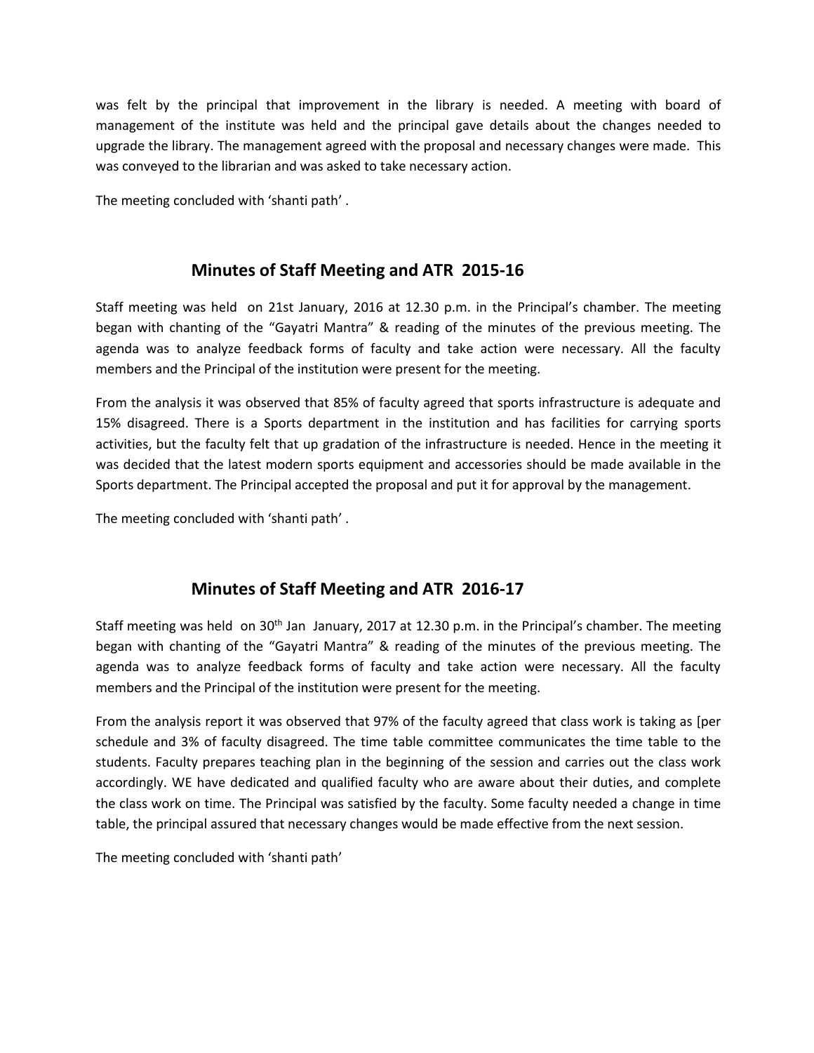was felt by the principal that improvement in the library is needed. A meeting with board of management of the institute was held and the principal gave details about the changes needed to upgrade the library. The management agreed with the proposal and necessary changes were made. This was conveyed to the librarian and was asked to take necessary action.

The meeting concluded with 'shanti path' .

## Minutes of Staff Meeting and ATR 2015-16

Staff meeting was held on 21st January, 2016 at 12.30 p.m. in the Principal's chamber. The meeting began with chanting of the "Gayatri Mantra" & reading of the minutes of the previous meeting. The agenda was to analyze feedback forms of faculty and take action were necessary. All the faculty members and the Principal of the institution were present for the meeting.

From the analysis it was observed that 85% of faculty agreed that sports infrastructure is adequate and 15% disagreed. There is a Sports department in the institution and has facilities for carrying sports activities, but the faculty felt that up gradation of the infrastructure is needed. Hence in the meeting it was decided that the latest modern sports equipment and accessories should be made available in the Sports department. The Principal accepted the proposal and put it for approval by the management.

The meeting concluded with 'shanti path' .

## Minutes of Staff Meeting and ATR 2016-17

Staff meeting was held on 30th Jan January, 2017 at 12.30 p.m. in the Principal's chamber. The meeting began with chanting of the "Gayatri Mantra" & reading of the minutes of the previous meeting. The agenda was to analyze feedback forms of faculty and take action were necessary. All the faculty members and the Principal of the institution were present for the meeting.

From the analysis report it was observed that 97% of the faculty agreed that class work is taking as [per schedule and 3% of faculty disagreed. The time table committee communicates the time table to the students. Faculty prepares teaching plan in the beginning of the session and carries out the class work accordingly. WE have dedicated and qualified faculty who are aware about their duties, and complete the class work on time. The Principal was satisfied by the faculty. Some faculty needed a change in time table, the principal assured that necessary changes would be made effective from the next session.

The meeting concluded with 'shanti path'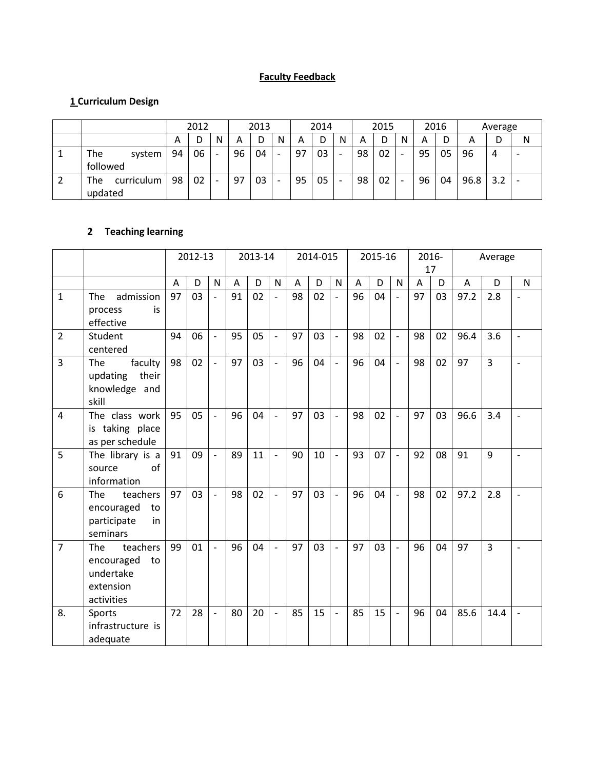# Faculty Feedback

## 1 Curriculum Design

| | | 2012 | | | 2013 | | | 2014 | | | 2015 | | | 2016 | | Average | | |
|---|---|---|---|---|---|---|---|---|---|---|---|---|---|---|---|---|---|---|
| | | A | D | N | A | D | N | A | D | N | A | D | N | A | D | A | D | N |
| 1 | The system followed | 94 | 06 | - | 96 | 04 | - | 97 | 03 | - | 98 | 02 | - | 95 | 05 | 96 | 4 | - |
| 2 | The curriculum updated | 98 | 02 | - | 97 | 03 | - | 95 | 05 | - | 98 | 02 | - | 96 | 04 | 96.8 | 3.2 | - |

## 2 Teaching learning

| | | 2012-13 | | | 2013-14 | | | 2014-015 | | | 2015-16 | | | 2016-17 | | Average | | |
|---|---|---|---|---|---|---|---|---|---|---|---|---|---|---|---|---|---|---|
| | | A | D | N | A | D | N | A | D | N | A | D | N | A | D | A | D | N |
| 1 | The admission process is effective | 97 | 03 | - | 91 | 02 | - | 98 | 02 | - | 96 | 04 | - | 97 | 03 | 97.2 | 2.8 | - |
| 2 | Student centered | 94 | 06 | - | 95 | 05 | - | 97 | 03 | - | 98 | 02 | - | 98 | 02 | 96.4 | 3.6 | - |
| 3 | The faculty updating their knowledge and skill | 98 | 02 | - | 97 | 03 | - | 96 | 04 | - | 96 | 04 | - | 98 | 02 | 97 | 3 | - |
| 4 | The class work is taking place as per schedule | 95 | 05 | - | 96 | 04 | - | 97 | 03 | - | 98 | 02 | - | 97 | 03 | 96.6 | 3.4 | - |
| 5 | The library is a source of information | 91 | 09 | - | 89 | 11 | - | 90 | 10 | - | 93 | 07 | - | 92 | 08 | 91 | 9 | - |
| 6 | The teachers encouraged to participate in seminars | 97 | 03 | - | 98 | 02 | - | 97 | 03 | - | 96 | 04 | - | 98 | 02 | 97.2 | 2.8 | - |
| 7 | The teachers encouraged to undertake extension activities | 99 | 01 | - | 96 | 04 | - | 97 | 03 | - | 97 | 03 | - | 96 | 04 | 97 | 3 | - |
| 8. | Sports infrastructure is adequate | 72 | 28 | - | 80 | 20 | - | 85 | 15 | - | 85 | 15 | - | 96 | 04 | 85.6 | 14.4 | - |